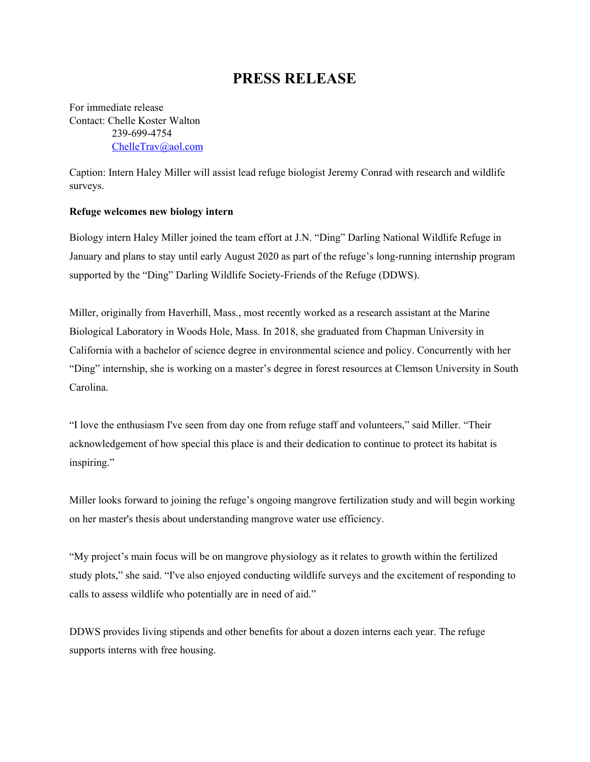# PRESS RELEASE

For immediate release
Contact: Chelle Koster Walton
239-699-4754
ChelleTrav@aol.com

Caption: Intern Haley Miller will assist lead refuge biologist Jeremy Conrad with research and wildlife surveys.

**Refuge welcomes new biology intern**

Biology intern Haley Miller joined the team effort at J.N. "Ding" Darling National Wildlife Refuge in January and plans to stay until early August 2020 as part of the refuge's long-running internship program supported by the "Ding" Darling Wildlife Society-Friends of the Refuge (DDWS).

Miller, originally from Haverhill, Mass., most recently worked as a research assistant at the Marine Biological Laboratory in Woods Hole, Mass. In 2018, she graduated from Chapman University in California with a bachelor of science degree in environmental science and policy. Concurrently with her "Ding" internship, she is working on a master's degree in forest resources at Clemson University in South Carolina.

"I love the enthusiasm I've seen from day one from refuge staff and volunteers," said Miller. "Their acknowledgement of how special this place is and their dedication to continue to protect its habitat is inspiring."

Miller looks forward to joining the refuge's ongoing mangrove fertilization study and will begin working on her master's thesis about understanding mangrove water use efficiency.

"My project's main focus will be on mangrove physiology as it relates to growth within the fertilized study plots," she said. "I've also enjoyed conducting wildlife surveys and the excitement of responding to calls to assess wildlife who potentially are in need of aid."

DDWS provides living stipends and other benefits for about a dozen interns each year. The refuge supports interns with free housing.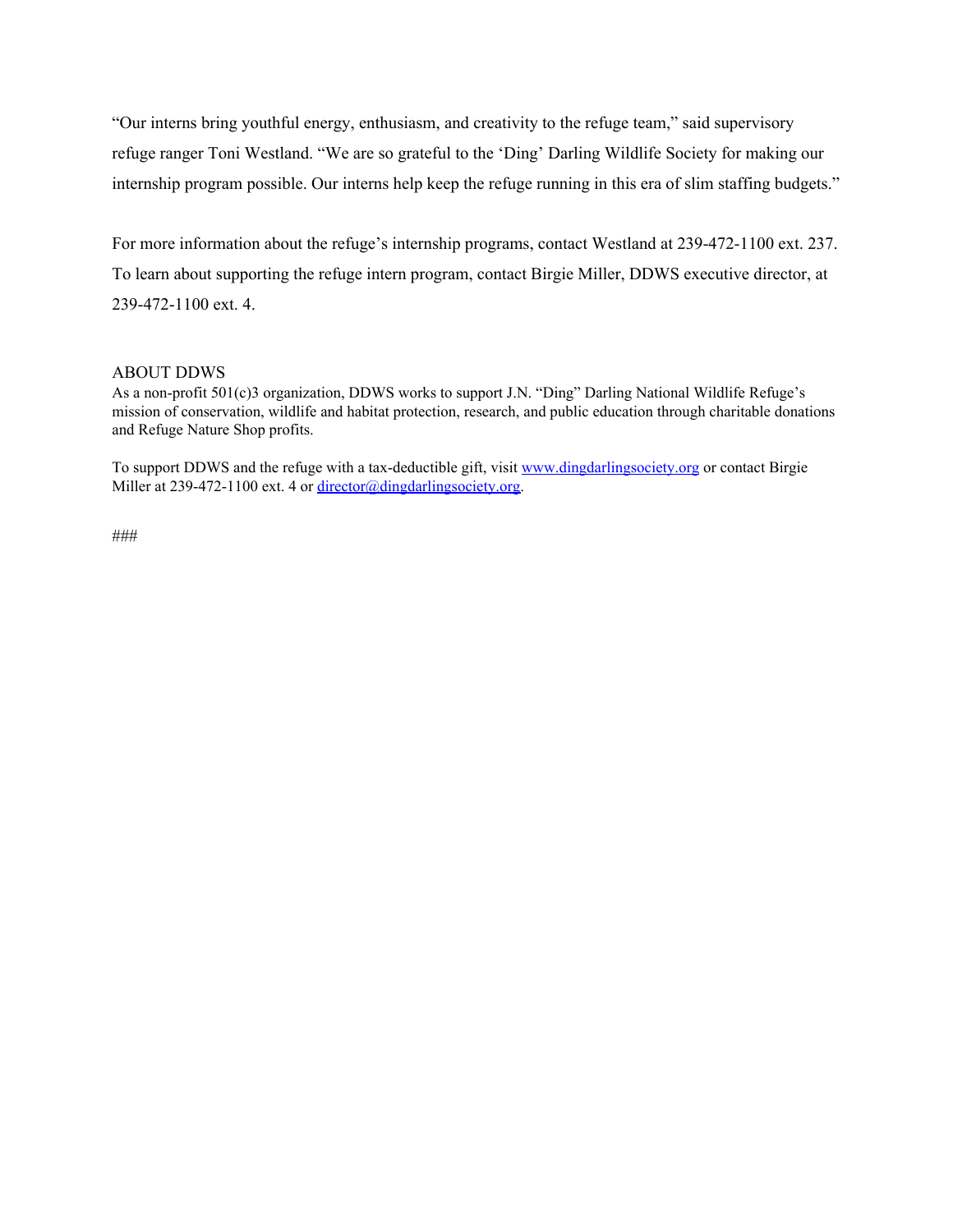“Our interns bring youthful energy, enthusiasm, and creativity to the refuge team,” said supervisory refuge ranger Toni Westland. “We are so grateful to the ‘Ding’ Darling Wildlife Society for making our internship program possible. Our interns help keep the refuge running in this era of slim staffing budgets.”

For more information about the refuge’s internship programs, contact Westland at 239-472-1100 ext. 237. To learn about supporting the refuge intern program, contact Birgie Miller, DDWS executive director, at 239-472-1100 ext. 4.

ABOUT DDWS

As a non-profit 501(c)3 organization, DDWS works to support J.N. “Ding” Darling National Wildlife Refuge’s mission of conservation, wildlife and habitat protection, research, and public education through charitable donations and Refuge Nature Shop profits.

To support DDWS and the refuge with a tax-deductible gift, visit [www.dingdarlingsociety.org](http://www.dingdarlingsociety.org) or contact Birgie Miller at 239-472-1100 ext. 4 or [director@dingdarlingsociety.org](mailto:director@dingdarlingsociety.org).

###